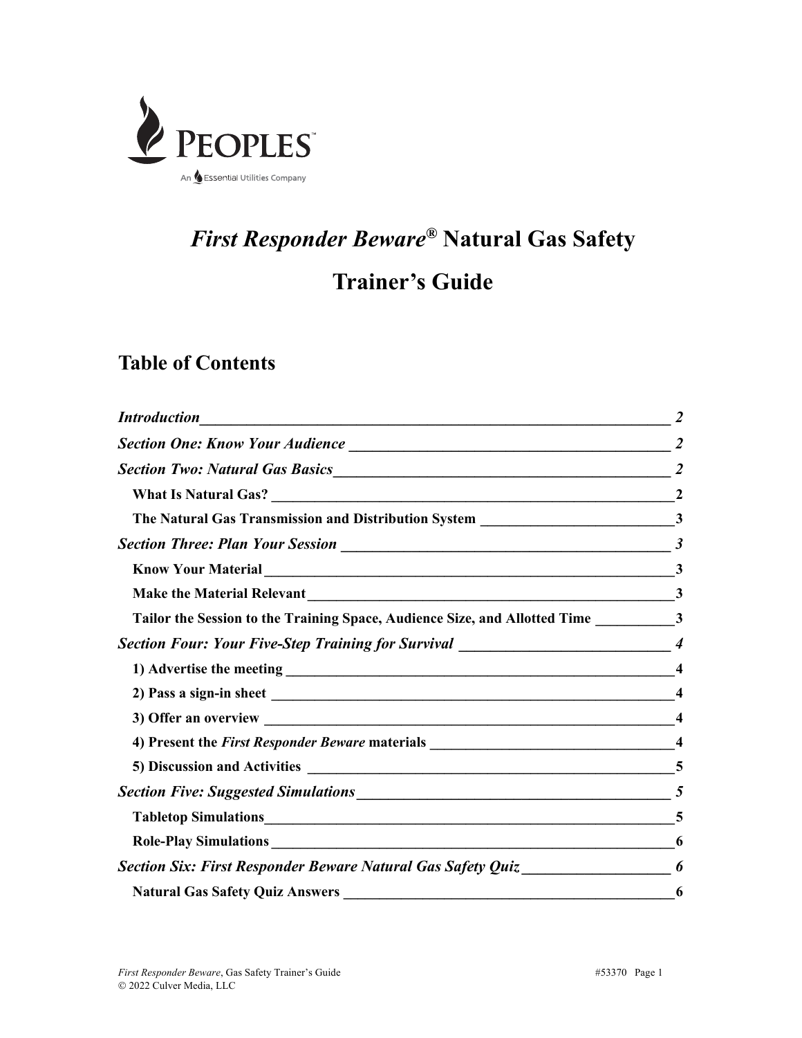PEOPLES

An Essential Utilities Company

# *First Responder Beware®* Natural Gas Safety Trainer's Guide

## Table of Contents

*Introduction* — 2

*Section One: Know Your Audience* — 2

*Section Two: Natural Gas Basics* — 2

- **What Is Natural Gas?** — 2
- **The Natural Gas Transmission and Distribution System** — 3

*Section Three: Plan Your Session* — 3

- **Know Your Material** — 3
- **Make the Material Relevant** — 3
- **Tailor the Session to the Training Space, Audience Size, and Allotted Time** — 3

*Section Four: Your Five-Step Training for Survival* — 4

- **1) Advertise the meeting** — 4
- **2) Pass a sign-in sheet** — 4
- **3) Offer an overview** — 4
- **4) Present the *First Responder Beware* materials** — 4
- **5) Discussion and Activities** — 5

*Section Five: Suggested Simulations* — 5

- **Tabletop Simulations** — 5
- **Role-Play Simulations** — 6

*Section Six: First Responder Beware Natural Gas Safety Quiz* — 6

- **Natural Gas Safety Quiz Answers** — 6

*First Responder Beware*, Gas Safety Trainer's Guide #53370
© 2022 Culver Media, LLC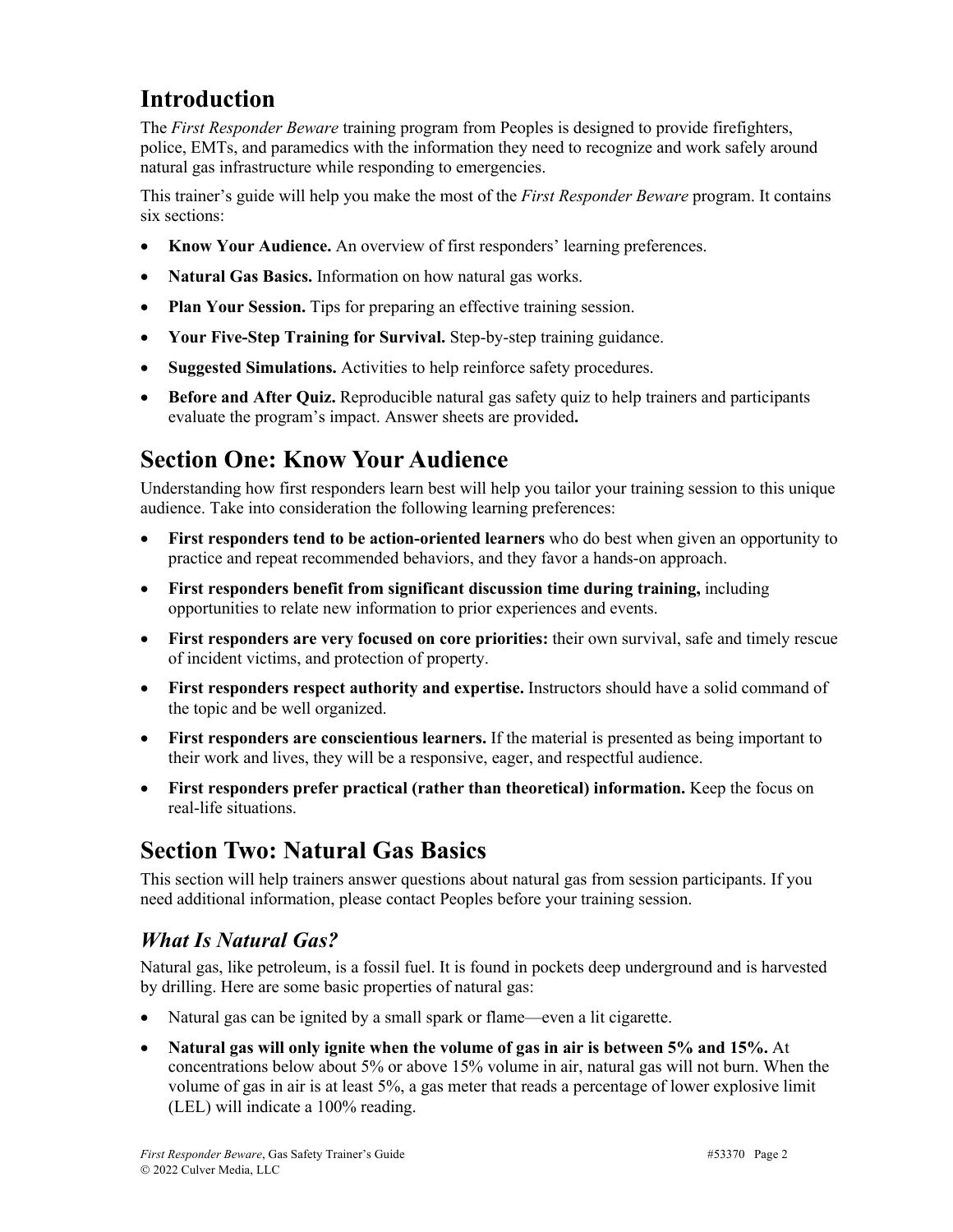## Introduction

The *First Responder Beware* training program from Peoples is designed to provide firefighters, police, EMTs, and paramedics with the information they need to recognize and work safely around natural gas infrastructure while responding to emergencies.

This trainer's guide will help you make the most of the *First Responder Beware* program. It contains six sections:

- **Know Your Audience.** An overview of first responders' learning preferences.
- **Natural Gas Basics.** Information on how natural gas works.
- **Plan Your Session.** Tips for preparing an effective training session.
- **Your Five-Step Training for Survival.** Step-by-step training guidance.
- **Suggested Simulations.** Activities to help reinforce safety procedures.
- **Before and After Quiz.** Reproducible natural gas safety quiz to help trainers and participants evaluate the program's impact. Answer sheets are provided**.**

## Section One: Know Your Audience

Understanding how first responders learn best will help you tailor your training session to this unique audience. Take into consideration the following learning preferences:

- **First responders tend to be action-oriented learners** who do best when given an opportunity to practice and repeat recommended behaviors, and they favor a hands-on approach.
- **First responders benefit from significant discussion time during training,** including opportunities to relate new information to prior experiences and events.
- **First responders are very focused on core priorities:** their own survival, safe and timely rescue of incident victims, and protection of property.
- **First responders respect authority and expertise.** Instructors should have a solid command of the topic and be well organized.
- **First responders are conscientious learners.** If the material is presented as being important to their work and lives, they will be a responsive, eager, and respectful audience.
- **First responders prefer practical (rather than theoretical) information.** Keep the focus on real-life situations.

## Section Two: Natural Gas Basics

This section will help trainers answer questions about natural gas from session participants. If you need additional information, please contact Peoples before your training session.

### *What Is Natural Gas?*

Natural gas, like petroleum, is a fossil fuel. It is found in pockets deep underground and is harvested by drilling. Here are some basic properties of natural gas:

- Natural gas can be ignited by a small spark or flame—even a lit cigarette.
- **Natural gas will only ignite when the volume of gas in air is between 5% and 15%.** At concentrations below about 5% or above 15% volume in air, natural gas will not burn. When the volume of gas in air is at least 5%, a gas meter that reads a percentage of lower explosive limit (LEL) will indicate a 100% reading.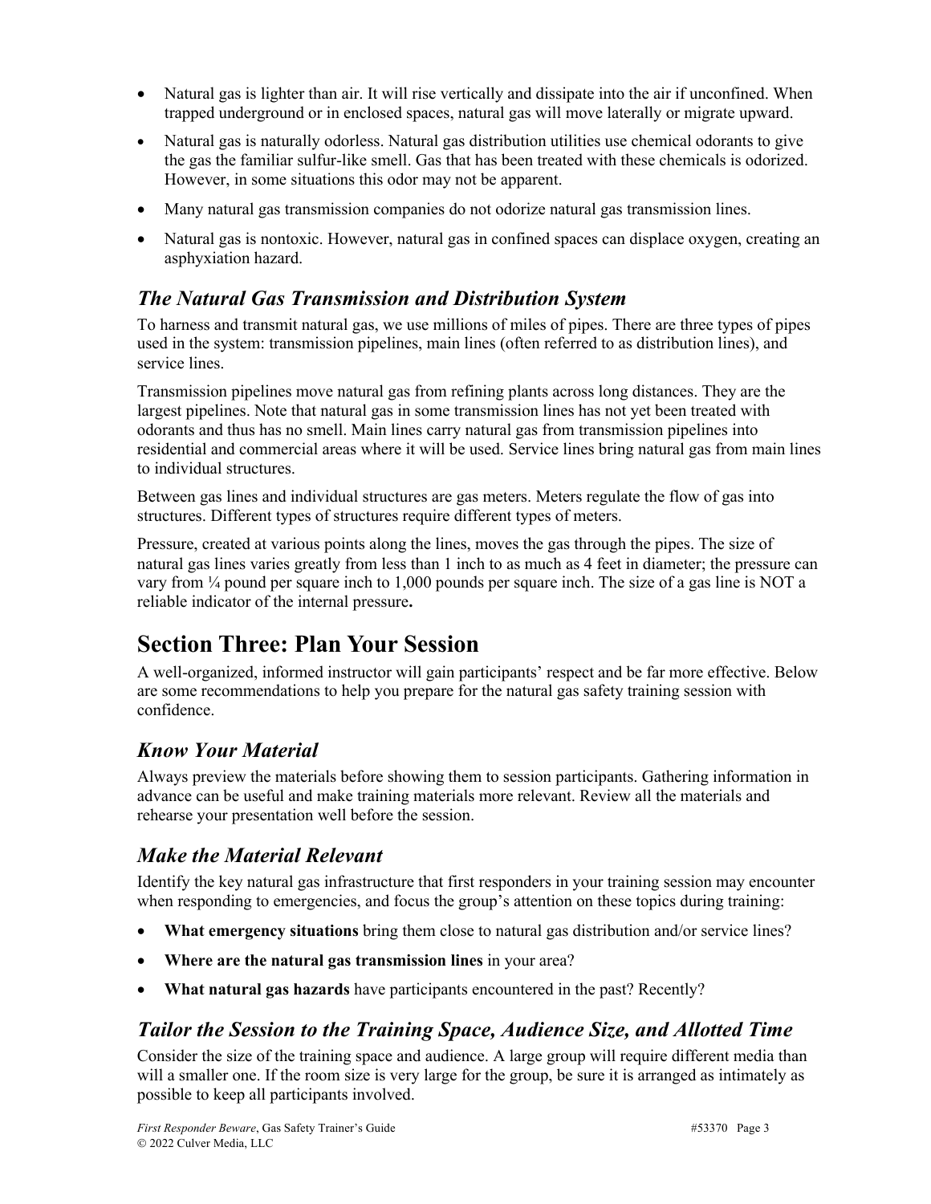- Natural gas is lighter than air. It will rise vertically and dissipate into the air if unconfined. When trapped underground or in enclosed spaces, natural gas will move laterally or migrate upward.
- Natural gas is naturally odorless. Natural gas distribution utilities use chemical odorants to give the gas the familiar sulfur-like smell. Gas that has been treated with these chemicals is odorized. However, in some situations this odor may not be apparent.
- Many natural gas transmission companies do not odorize natural gas transmission lines.
- Natural gas is nontoxic. However, natural gas in confined spaces can displace oxygen, creating an asphyxiation hazard.

### *The Natural Gas Transmission and Distribution System*

To harness and transmit natural gas, we use millions of miles of pipes. There are three types of pipes used in the system: transmission pipelines, main lines (often referred to as distribution lines), and service lines.

Transmission pipelines move natural gas from refining plants across long distances. They are the largest pipelines. Note that natural gas in some transmission lines has not yet been treated with odorants and thus has no smell. Main lines carry natural gas from transmission pipelines into residential and commercial areas where it will be used. Service lines bring natural gas from main lines to individual structures.

Between gas lines and individual structures are gas meters. Meters regulate the flow of gas into structures. Different types of structures require different types of meters.

Pressure, created at various points along the lines, moves the gas through the pipes. The size of natural gas lines varies greatly from less than 1 inch to as much as 4 feet in diameter; the pressure can vary from ¼ pound per square inch to 1,000 pounds per square inch. The size of a gas line is NOT a reliable indicator of the internal pressure**.**

## Section Three: Plan Your Session

A well-organized, informed instructor will gain participants' respect and be far more effective. Below are some recommendations to help you prepare for the natural gas safety training session with confidence.

### *Know Your Material*

Always preview the materials before showing them to session participants. Gathering information in advance can be useful and make training materials more relevant. Review all the materials and rehearse your presentation well before the session.

### *Make the Material Relevant*

Identify the key natural gas infrastructure that first responders in your training session may encounter when responding to emergencies, and focus the group's attention on these topics during training:

- **What emergency situations** bring them close to natural gas distribution and/or service lines?
- **Where are the natural gas transmission lines** in your area?
- **What natural gas hazards** have participants encountered in the past? Recently?

### *Tailor the Session to the Training Space, Audience Size, and Allotted Time*

Consider the size of the training space and audience. A large group will require different media than will a smaller one. If the room size is very large for the group, be sure it is arranged as intimately as possible to keep all participants involved.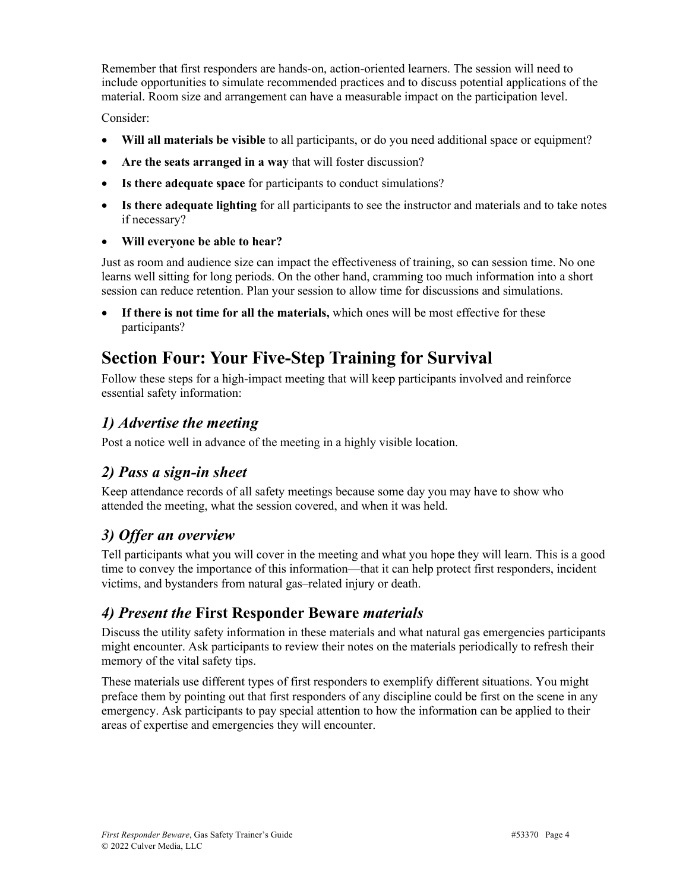Remember that first responders are hands-on, action-oriented learners. The session will need to include opportunities to simulate recommended practices and to discuss potential applications of the material. Room size and arrangement can have a measurable impact on the participation level.

Consider:

- **Will all materials be visible** to all participants, or do you need additional space or equipment?
- **Are the seats arranged in a way** that will foster discussion?
- **Is there adequate space** for participants to conduct simulations?
- **Is there adequate lighting** for all participants to see the instructor and materials and to take notes if necessary?
- **Will everyone be able to hear?**

Just as room and audience size can impact the effectiveness of training, so can session time. No one learns well sitting for long periods. On the other hand, cramming too much information into a short session can reduce retention. Plan your session to allow time for discussions and simulations.

- **If there is not time for all the materials,** which ones will be most effective for these participants?

## Section Four: Your Five-Step Training for Survival

Follow these steps for a high-impact meeting that will keep participants involved and reinforce essential safety information:

### *1) Advertise the meeting*

Post a notice well in advance of the meeting in a highly visible location.

### *2) Pass a sign-in sheet*

Keep attendance records of all safety meetings because some day you may have to show who attended the meeting, what the session covered, and when it was held.

### *3) Offer an overview*

Tell participants what you will cover in the meeting and what you hope they will learn. This is a good time to convey the importance of this information—that it can help protect first responders, incident victims, and bystanders from natural gas–related injury or death.

### *4) Present the* First Responder Beware *materials*

Discuss the utility safety information in these materials and what natural gas emergencies participants might encounter. Ask participants to review their notes on the materials periodically to refresh their memory of the vital safety tips.

These materials use different types of first responders to exemplify different situations. You might preface them by pointing out that first responders of any discipline could be first on the scene in any emergency. Ask participants to pay special attention to how the information can be applied to their areas of expertise and emergencies they will encounter.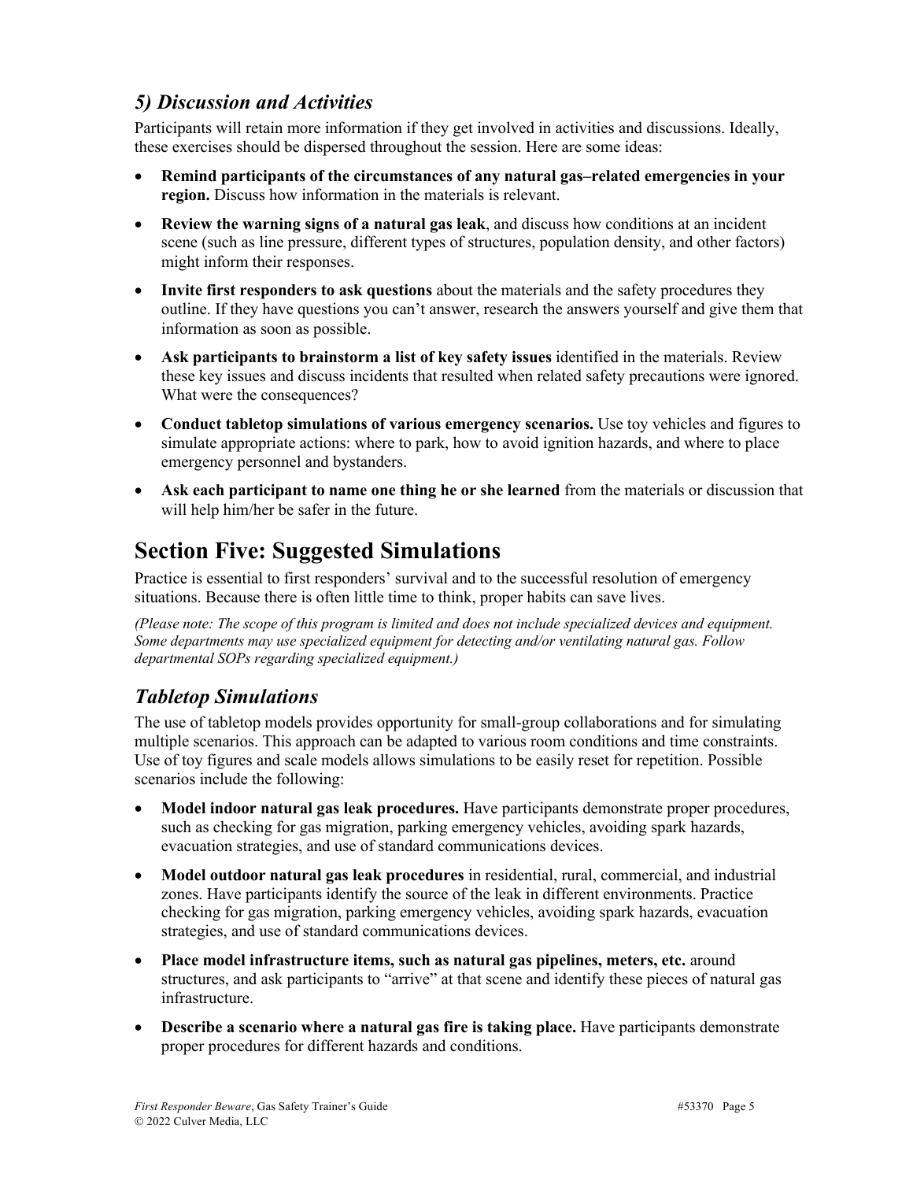### *5) Discussion and Activities*

Participants will retain more information if they get involved in activities and discussions. Ideally, these exercises should be dispersed throughout the session. Here are some ideas:

- **Remind participants of the circumstances of any natural gas–related emergencies in your region.** Discuss how information in the materials is relevant.
- **Review the warning signs of a natural gas leak**, and discuss how conditions at an incident scene (such as line pressure, different types of structures, population density, and other factors) might inform their responses.
- **Invite first responders to ask questions** about the materials and the safety procedures they outline. If they have questions you can't answer, research the answers yourself and give them that information as soon as possible.
- **Ask participants to brainstorm a list of key safety issues** identified in the materials. Review these key issues and discuss incidents that resulted when related safety precautions were ignored. What were the consequences?
- **Conduct tabletop simulations of various emergency scenarios.** Use toy vehicles and figures to simulate appropriate actions: where to park, how to avoid ignition hazards, and where to place emergency personnel and bystanders.
- **Ask each participant to name one thing he or she learned** from the materials or discussion that will help him/her be safer in the future.

## Section Five: Suggested Simulations

Practice is essential to first responders' survival and to the successful resolution of emergency situations. Because there is often little time to think, proper habits can save lives.

*(Please note: The scope of this program is limited and does not include specialized devices and equipment. Some departments may use specialized equipment for detecting and/or ventilating natural gas. Follow departmental SOPs regarding specialized equipment.)*

### *Tabletop Simulations*

The use of tabletop models provides opportunity for small-group collaborations and for simulating multiple scenarios. This approach can be adapted to various room conditions and time constraints. Use of toy figures and scale models allows simulations to be easily reset for repetition. Possible scenarios include the following:

- **Model indoor natural gas leak procedures.** Have participants demonstrate proper procedures, such as checking for gas migration, parking emergency vehicles, avoiding spark hazards, evacuation strategies, and use of standard communications devices.
- **Model outdoor natural gas leak procedures** in residential, rural, commercial, and industrial zones. Have participants identify the source of the leak in different environments. Practice checking for gas migration, parking emergency vehicles, avoiding spark hazards, evacuation strategies, and use of standard communications devices.
- **Place model infrastructure items, such as natural gas pipelines, meters, etc.** around structures, and ask participants to "arrive" at that scene and identify these pieces of natural gas infrastructure.
- **Describe a scenario where a natural gas fire is taking place.** Have participants demonstrate proper procedures for different hazards and conditions.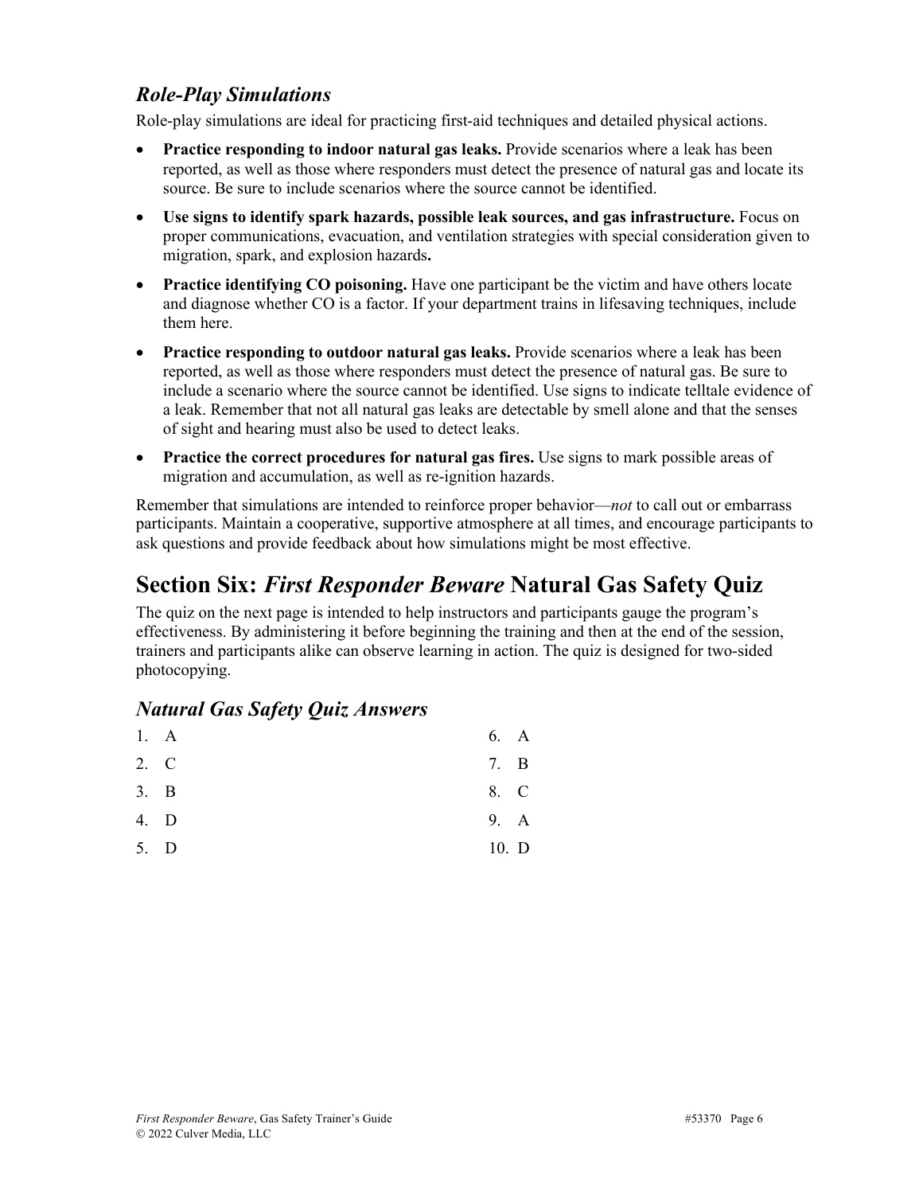### *Role-Play Simulations*

Role-play simulations are ideal for practicing first-aid techniques and detailed physical actions.

- **Practice responding to indoor natural gas leaks.** Provide scenarios where a leak has been reported, as well as those where responders must detect the presence of natural gas and locate its source. Be sure to include scenarios where the source cannot be identified.
- **Use signs to identify spark hazards, possible leak sources, and gas infrastructure.** Focus on proper communications, evacuation, and ventilation strategies with special consideration given to migration, spark, and explosion hazards**.**
- **Practice identifying CO poisoning.** Have one participant be the victim and have others locate and diagnose whether CO is a factor. If your department trains in lifesaving techniques, include them here.
- **Practice responding to outdoor natural gas leaks.** Provide scenarios where a leak has been reported, as well as those where responders must detect the presence of natural gas. Be sure to include a scenario where the source cannot be identified. Use signs to indicate telltale evidence of a leak. Remember that not all natural gas leaks are detectable by smell alone and that the senses of sight and hearing must also be used to detect leaks.
- **Practice the correct procedures for natural gas fires.** Use signs to mark possible areas of migration and accumulation, as well as re-ignition hazards.

Remember that simulations are intended to reinforce proper behavior—*not* to call out or embarrass participants. Maintain a cooperative, supportive atmosphere at all times, and encourage participants to ask questions and provide feedback about how simulations might be most effective.

## Section Six: *First Responder Beware* Natural Gas Safety Quiz

The quiz on the next page is intended to help instructors and participants gauge the program's effectiveness. By administering it before beginning the training and then at the end of the session, trainers and participants alike can observe learning in action. The quiz is designed for two-sided photocopying.

### *Natural Gas Safety Quiz Answers*

1. A
2. C
3. B
4. D
5. D
6. A
7. B
8. C
9. A
10. D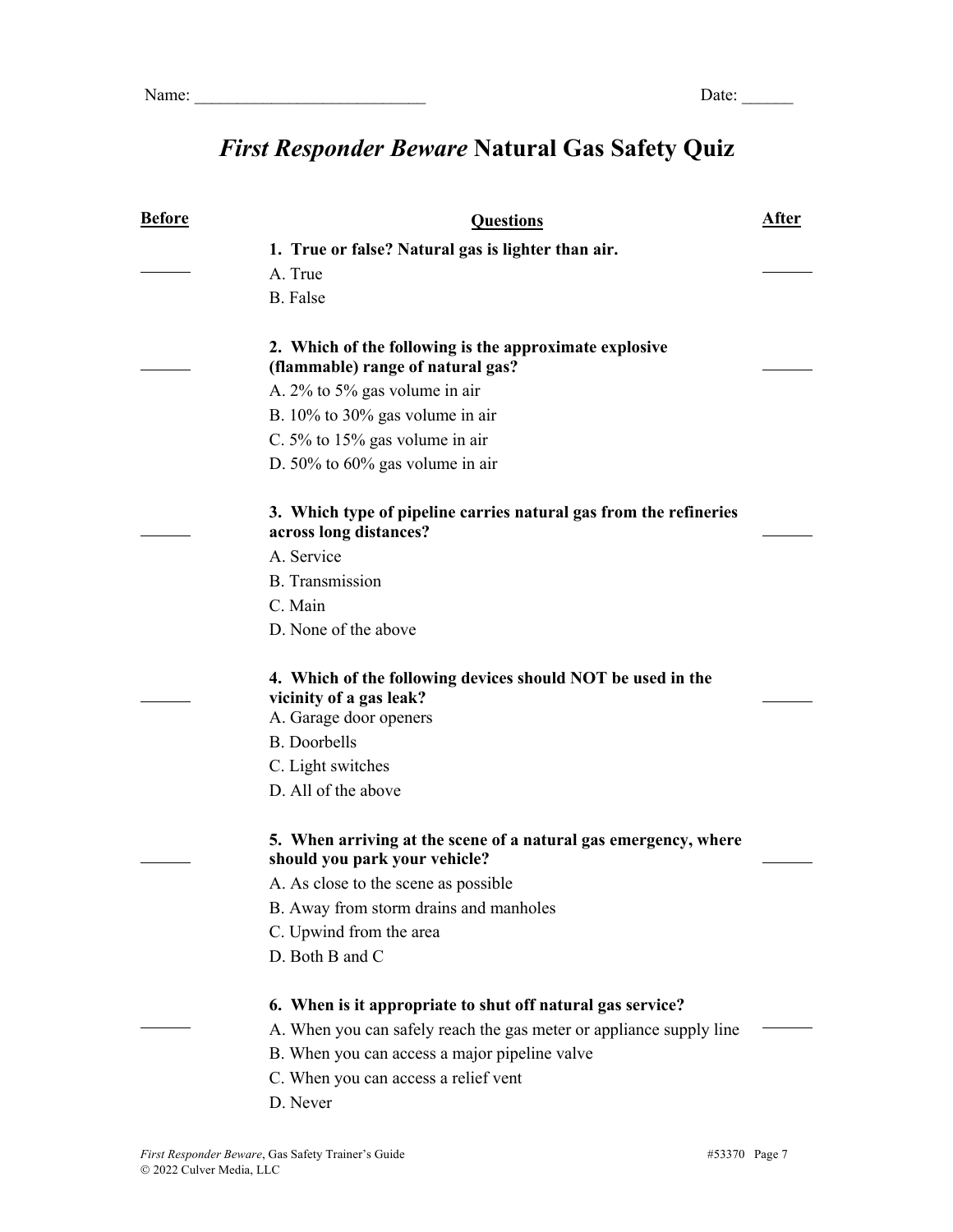Name: ___________________________ Date: ______

# *First Responder Beware* Natural Gas Safety Quiz

| Before | Questions | After |
|---|---|---|
| ______ | **1. True or false? Natural gas is lighter than air.**<br>A. True<br>B. False | ______ |
| ______ | **2. Which of the following is the approximate explosive (flammable) range of natural gas?**<br>A. 2% to 5% gas volume in air<br>B. 10% to 30% gas volume in air<br>C. 5% to 15% gas volume in air<br>D. 50% to 60% gas volume in air | ______ |
| ______ | **3. Which type of pipeline carries natural gas from the refineries across long distances?**<br>A. Service<br>B. Transmission<br>C. Main<br>D. None of the above | ______ |
| ______ | **4. Which of the following devices should NOT be used in the vicinity of a gas leak?**<br>A. Garage door openers<br>B. Doorbells<br>C. Light switches<br>D. All of the above | ______ |
| ______ | **5. When arriving at the scene of a natural gas emergency, where should you park your vehicle?**<br>A. As close to the scene as possible<br>B. Away from storm drains and manholes<br>C. Upwind from the area<br>D. Both B and C | ______ |
| ______ | **6. When is it appropriate to shut off natural gas service?**<br>A. When you can safely reach the gas meter or appliance supply line<br>B. When you can access a major pipeline valve<br>C. When you can access a relief vent<br>D. Never | ______ |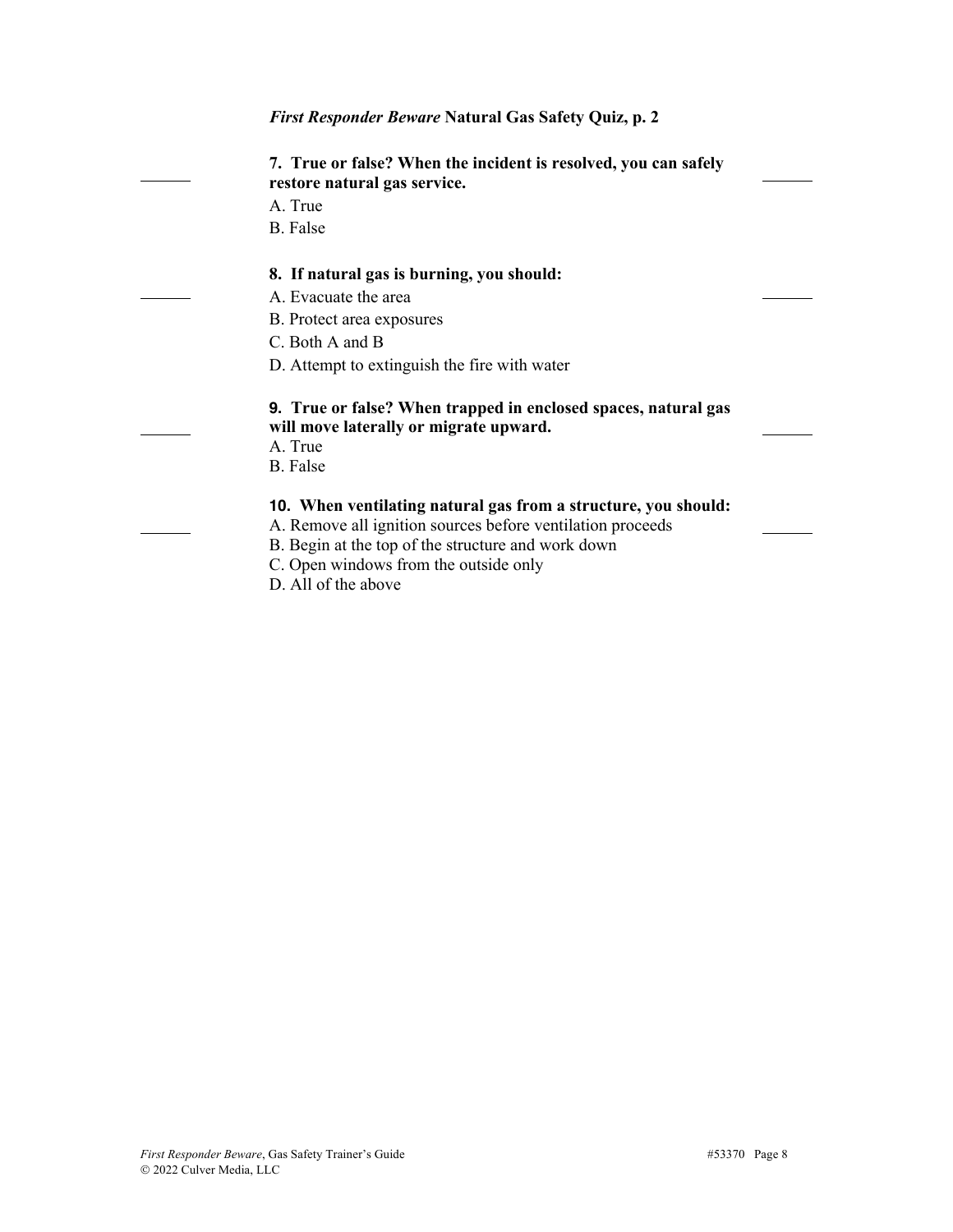*First Responder Beware* **Natural Gas Safety Quiz, p. 2**

**7. True or false? When the incident is resolved, you can safely restore natural gas service.**

A. True

B. False

**8. If natural gas is burning, you should:**

A. Evacuate the area

B. Protect area exposures

C. Both A and B

D. Attempt to extinguish the fire with water

**9. True or false? When trapped in enclosed spaces, natural gas will move laterally or migrate upward.**

A. True

B. False

**10. When ventilating natural gas from a structure, you should:**

A. Remove all ignition sources before ventilation proceeds

B. Begin at the top of the structure and work down

C. Open windows from the outside only

D. All of the above